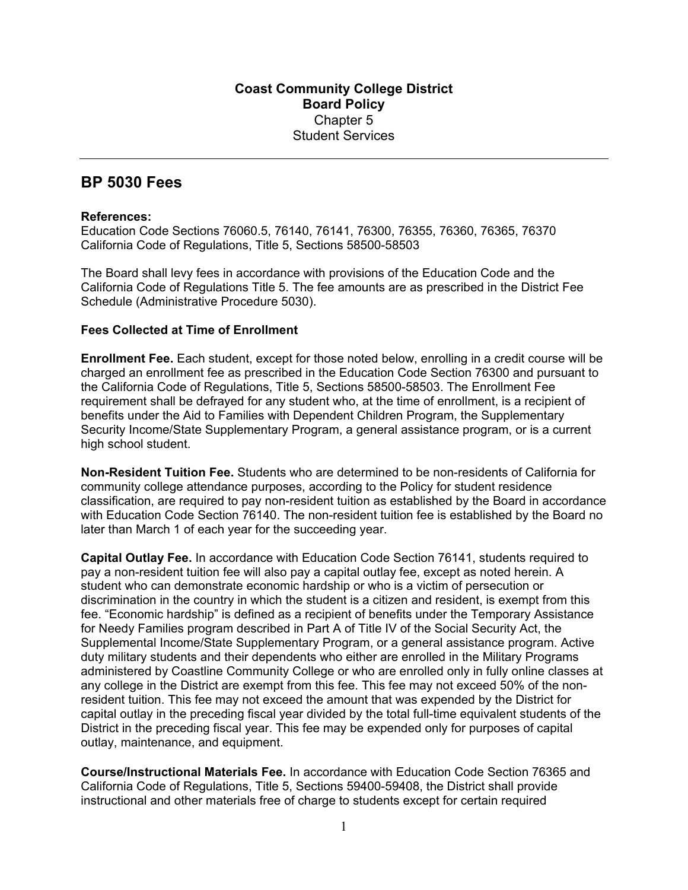**Coast Community College District**
**Board Policy**
Chapter 5
Student Services

---

# BP 5030 Fees

**References:**
Education Code Sections 76060.5, 76140, 76141, 76300, 76355, 76360, 76365, 76370
California Code of Regulations, Title 5, Sections 58500-58503

The Board shall levy fees in accordance with provisions of the Education Code and the California Code of Regulations Title 5. The fee amounts are as prescribed in the District Fee Schedule (Administrative Procedure 5030).

**Fees Collected at Time of Enrollment**

**Enrollment Fee.** Each student, except for those noted below, enrolling in a credit course will be charged an enrollment fee as prescribed in the Education Code Section 76300 and pursuant to the California Code of Regulations, Title 5, Sections 58500-58503. The Enrollment Fee requirement shall be defrayed for any student who, at the time of enrollment, is a recipient of benefits under the Aid to Families with Dependent Children Program, the Supplementary Security Income/State Supplementary Program, a general assistance program, or is a current high school student.

**Non-Resident Tuition Fee.** Students who are determined to be non-residents of California for community college attendance purposes, according to the Policy for student residence classification, are required to pay non-resident tuition as established by the Board in accordance with Education Code Section 76140. The non-resident tuition fee is established by the Board no later than March 1 of each year for the succeeding year.

**Capital Outlay Fee.** In accordance with Education Code Section 76141, students required to pay a non-resident tuition fee will also pay a capital outlay fee, except as noted herein. A student who can demonstrate economic hardship or who is a victim of persecution or discrimination in the country in which the student is a citizen and resident, is exempt from this fee. "Economic hardship" is defined as a recipient of benefits under the Temporary Assistance for Needy Families program described in Part A of Title IV of the Social Security Act, the Supplemental Income/State Supplementary Program, or a general assistance program. Active duty military students and their dependents who either are enrolled in the Military Programs administered by Coastline Community College or who are enrolled only in fully online classes at any college in the District are exempt from this fee. This fee may not exceed 50% of the non-resident tuition. This fee may not exceed the amount that was expended by the District for capital outlay in the preceding fiscal year divided by the total full-time equivalent students of the District in the preceding fiscal year. This fee may be expended only for purposes of capital outlay, maintenance, and equipment.

**Course/Instructional Materials Fee.** In accordance with Education Code Section 76365 and California Code of Regulations, Title 5, Sections 59400-59408, the District shall provide instructional and other materials free of charge to students except for certain required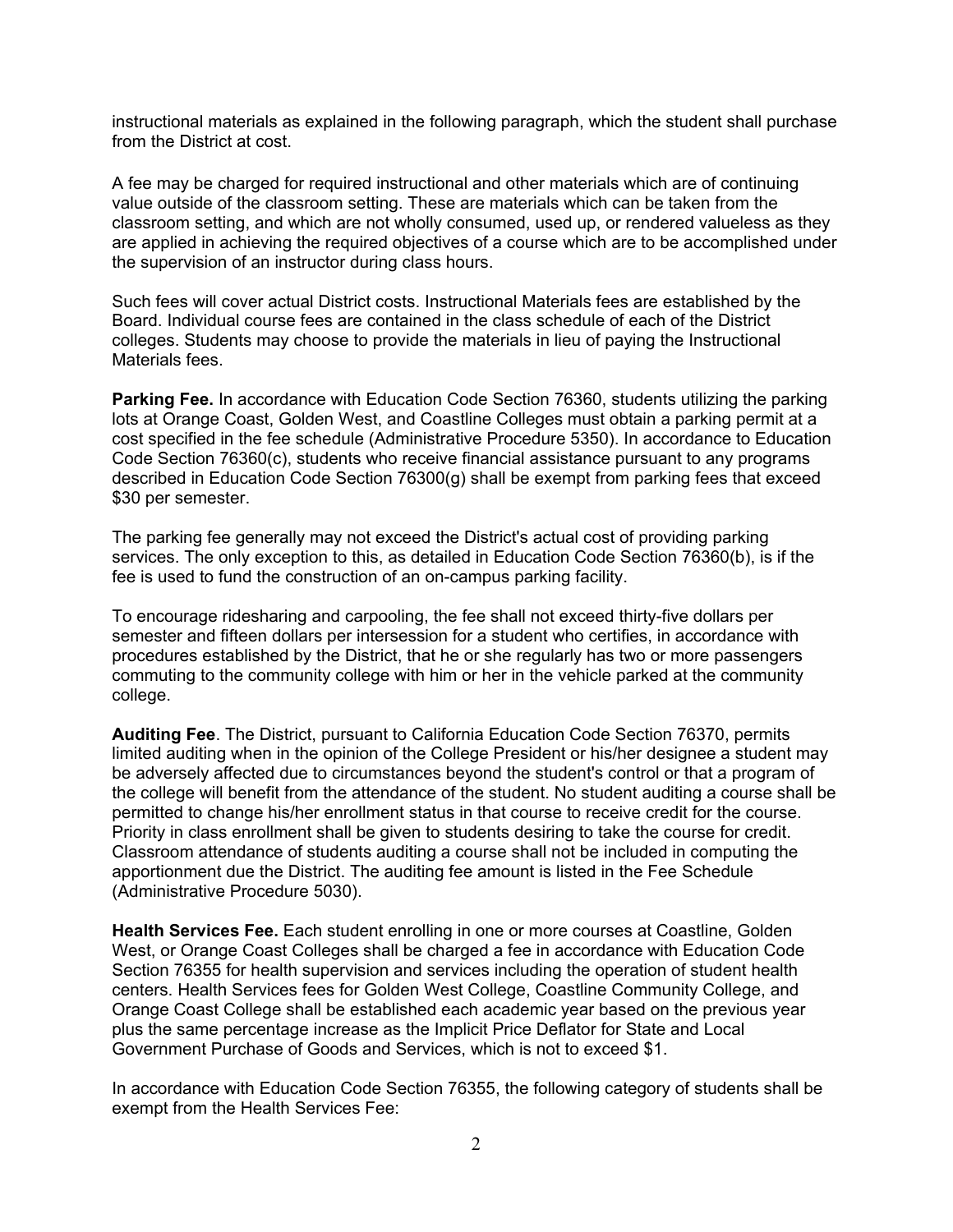instructional materials as explained in the following paragraph, which the student shall purchase from the District at cost.

A fee may be charged for required instructional and other materials which are of continuing value outside of the classroom setting. These are materials which can be taken from the classroom setting, and which are not wholly consumed, used up, or rendered valueless as they are applied in achieving the required objectives of a course which are to be accomplished under the supervision of an instructor during class hours.

Such fees will cover actual District costs. Instructional Materials fees are established by the Board. Individual course fees are contained in the class schedule of each of the District colleges. Students may choose to provide the materials in lieu of paying the Instructional Materials fees.

**Parking Fee.** In accordance with Education Code Section 76360, students utilizing the parking lots at Orange Coast, Golden West, and Coastline Colleges must obtain a parking permit at a cost specified in the fee schedule (Administrative Procedure 5350). In accordance to Education Code Section 76360(c), students who receive financial assistance pursuant to any programs described in Education Code Section 76300(g) shall be exempt from parking fees that exceed $30 per semester.

The parking fee generally may not exceed the District's actual cost of providing parking services. The only exception to this, as detailed in Education Code Section 76360(b), is if the fee is used to fund the construction of an on-campus parking facility.

To encourage ridesharing and carpooling, the fee shall not exceed thirty-five dollars per semester and fifteen dollars per intersession for a student who certifies, in accordance with procedures established by the District, that he or she regularly has two or more passengers commuting to the community college with him or her in the vehicle parked at the community college.

**Auditing Fee**. The District, pursuant to California Education Code Section 76370, permits limited auditing when in the opinion of the College President or his/her designee a student may be adversely affected due to circumstances beyond the student's control or that a program of the college will benefit from the attendance of the student. No student auditing a course shall be permitted to change his/her enrollment status in that course to receive credit for the course. Priority in class enrollment shall be given to students desiring to take the course for credit. Classroom attendance of students auditing a course shall not be included in computing the apportionment due the District. The auditing fee amount is listed in the Fee Schedule (Administrative Procedure 5030).

**Health Services Fee.** Each student enrolling in one or more courses at Coastline, Golden West, or Orange Coast Colleges shall be charged a fee in accordance with Education Code Section 76355 for health supervision and services including the operation of student health centers. Health Services fees for Golden West College, Coastline Community College, and Orange Coast College shall be established each academic year based on the previous year plus the same percentage increase as the Implicit Price Deflator for State and Local Government Purchase of Goods and Services, which is not to exceed $1.

In accordance with Education Code Section 76355, the following category of students shall be exempt from the Health Services Fee: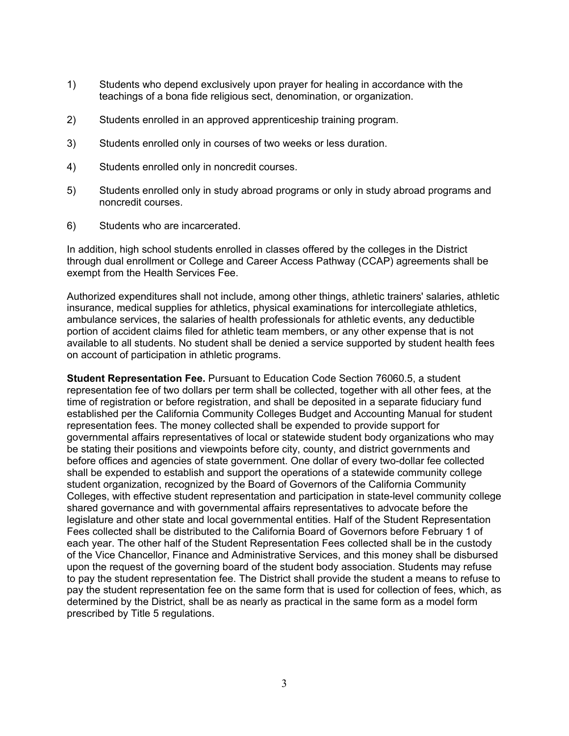1) Students who depend exclusively upon prayer for healing in accordance with the teachings of a bona fide religious sect, denomination, or organization.

2) Students enrolled in an approved apprenticeship training program.

3) Students enrolled only in courses of two weeks or less duration.

4) Students enrolled only in noncredit courses.

5) Students enrolled only in study abroad programs or only in study abroad programs and noncredit courses.

6) Students who are incarcerated.

In addition, high school students enrolled in classes offered by the colleges in the District through dual enrollment or College and Career Access Pathway (CCAP) agreements shall be exempt from the Health Services Fee.

Authorized expenditures shall not include, among other things, athletic trainers' salaries, athletic insurance, medical supplies for athletics, physical examinations for intercollegiate athletics, ambulance services, the salaries of health professionals for athletic events, any deductible portion of accident claims filed for athletic team members, or any other expense that is not available to all students. No student shall be denied a service supported by student health fees on account of participation in athletic programs.

**Student Representation Fee.** Pursuant to Education Code Section 76060.5, a student representation fee of two dollars per term shall be collected, together with all other fees, at the time of registration or before registration, and shall be deposited in a separate fiduciary fund established per the California Community Colleges Budget and Accounting Manual for student representation fees. The money collected shall be expended to provide support for governmental affairs representatives of local or statewide student body organizations who may be stating their positions and viewpoints before city, county, and district governments and before offices and agencies of state government. One dollar of every two-dollar fee collected shall be expended to establish and support the operations of a statewide community college student organization, recognized by the Board of Governors of the California Community Colleges, with effective student representation and participation in state-level community college shared governance and with governmental affairs representatives to advocate before the legislature and other state and local governmental entities. Half of the Student Representation Fees collected shall be distributed to the California Board of Governors before February 1 of each year. The other half of the Student Representation Fees collected shall be in the custody of the Vice Chancellor, Finance and Administrative Services, and this money shall be disbursed upon the request of the governing board of the student body association. Students may refuse to pay the student representation fee. The District shall provide the student a means to refuse to pay the student representation fee on the same form that is used for collection of fees, which, as determined by the District, shall be as nearly as practical in the same form as a model form prescribed by Title 5 regulations.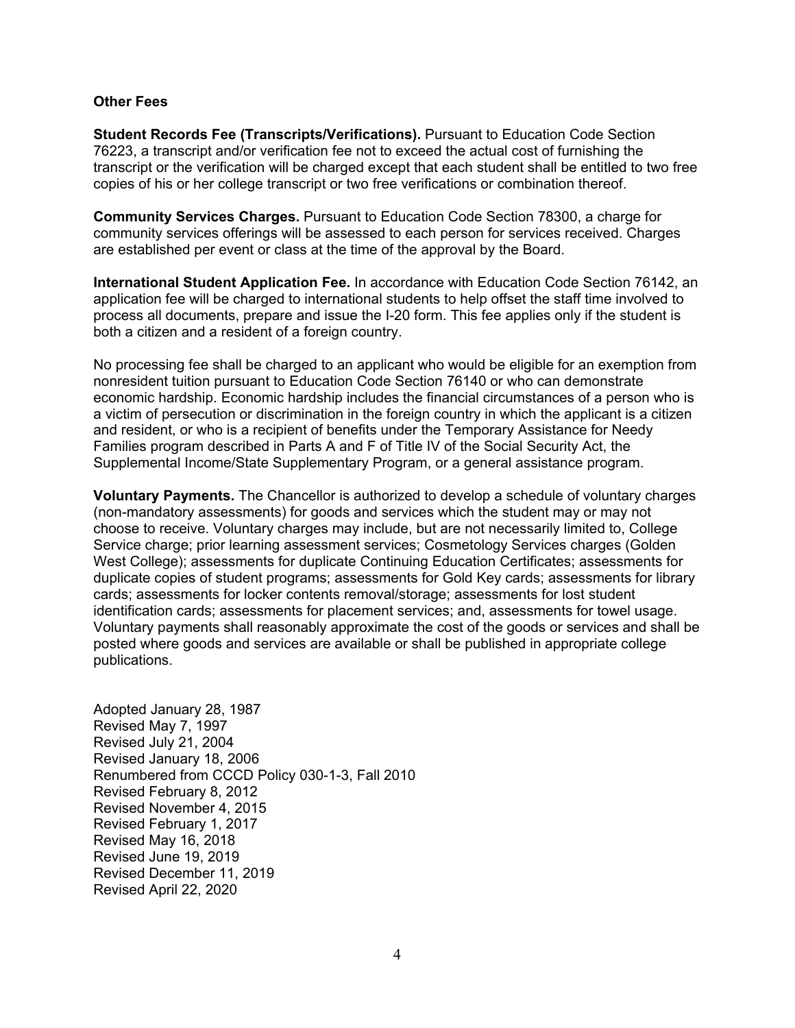**Other Fees**

**Student Records Fee (Transcripts/Verifications).** Pursuant to Education Code Section 76223, a transcript and/or verification fee not to exceed the actual cost of furnishing the transcript or the verification will be charged except that each student shall be entitled to two free copies of his or her college transcript or two free verifications or combination thereof.

**Community Services Charges.** Pursuant to Education Code Section 78300, a charge for community services offerings will be assessed to each person for services received. Charges are established per event or class at the time of the approval by the Board.

**International Student Application Fee.** In accordance with Education Code Section 76142, an application fee will be charged to international students to help offset the staff time involved to process all documents, prepare and issue the I-20 form. This fee applies only if the student is both a citizen and a resident of a foreign country.

No processing fee shall be charged to an applicant who would be eligible for an exemption from nonresident tuition pursuant to Education Code Section 76140 or who can demonstrate economic hardship. Economic hardship includes the financial circumstances of a person who is a victim of persecution or discrimination in the foreign country in which the applicant is a citizen and resident, or who is a recipient of benefits under the Temporary Assistance for Needy Families program described in Parts A and F of Title IV of the Social Security Act, the Supplemental Income/State Supplementary Program, or a general assistance program.

**Voluntary Payments.** The Chancellor is authorized to develop a schedule of voluntary charges (non-mandatory assessments) for goods and services which the student may or may not choose to receive. Voluntary charges may include, but are not necessarily limited to, College Service charge; prior learning assessment services; Cosmetology Services charges (Golden West College); assessments for duplicate Continuing Education Certificates; assessments for duplicate copies of student programs; assessments for Gold Key cards; assessments for library cards; assessments for locker contents removal/storage; assessments for lost student identification cards; assessments for placement services; and, assessments for towel usage. Voluntary payments shall reasonably approximate the cost of the goods or services and shall be posted where goods and services are available or shall be published in appropriate college publications.

Adopted January 28, 1987
Revised May 7, 1997
Revised July 21, 2004
Revised January 18, 2006
Renumbered from CCCD Policy 030-1-3, Fall 2010
Revised February 8, 2012
Revised November 4, 2015
Revised February 1, 2017
Revised May 16, 2018
Revised June 19, 2019
Revised December 11, 2019
Revised April 22, 2020